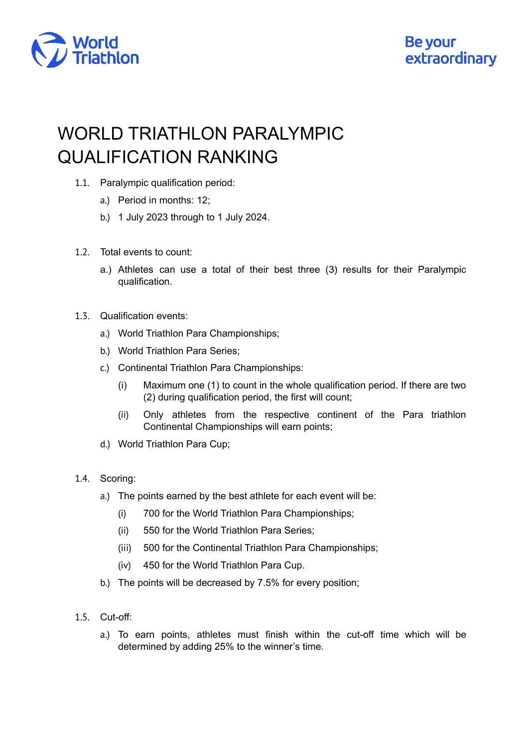# WORLD TRIATHLON PARALYMPIC QUALIFICATION RANKING

1.1. Paralympic qualification period:

- a.) Period in months: 12;
- b.) 1 July 2023 through to 1 July 2024.

1.2. Total events to count:

- a.) Athletes can use a total of their best three (3) results for their Paralympic qualification.

1.3. Qualification events:

- a.) World Triathlon Para Championships;
- b.) World Triathlon Para Series;
- c.) Continental Triathlon Para Championships:
  - (i) Maximum one (1) to count in the whole qualification period. If there are two (2) during qualification period, the first will count;
  - (ii) Only athletes from the respective continent of the Para triathlon Continental Championships will earn points;
- d.) World Triathlon Para Cup;

1.4. Scoring:

- a.) The points earned by the best athlete for each event will be:
  - (i) 700 for the World Triathlon Para Championships;
  - (ii) 550 for the World Triathlon Para Series;
  - (iii) 500 for the Continental Triathlon Para Championships;
  - (iv) 450 for the World Triathlon Para Cup.
- b.) The points will be decreased by 7.5% for every position;

1.5. Cut-off:

- a.) To earn points, athletes must finish within the cut-off time which will be determined by adding 25% to the winner's time.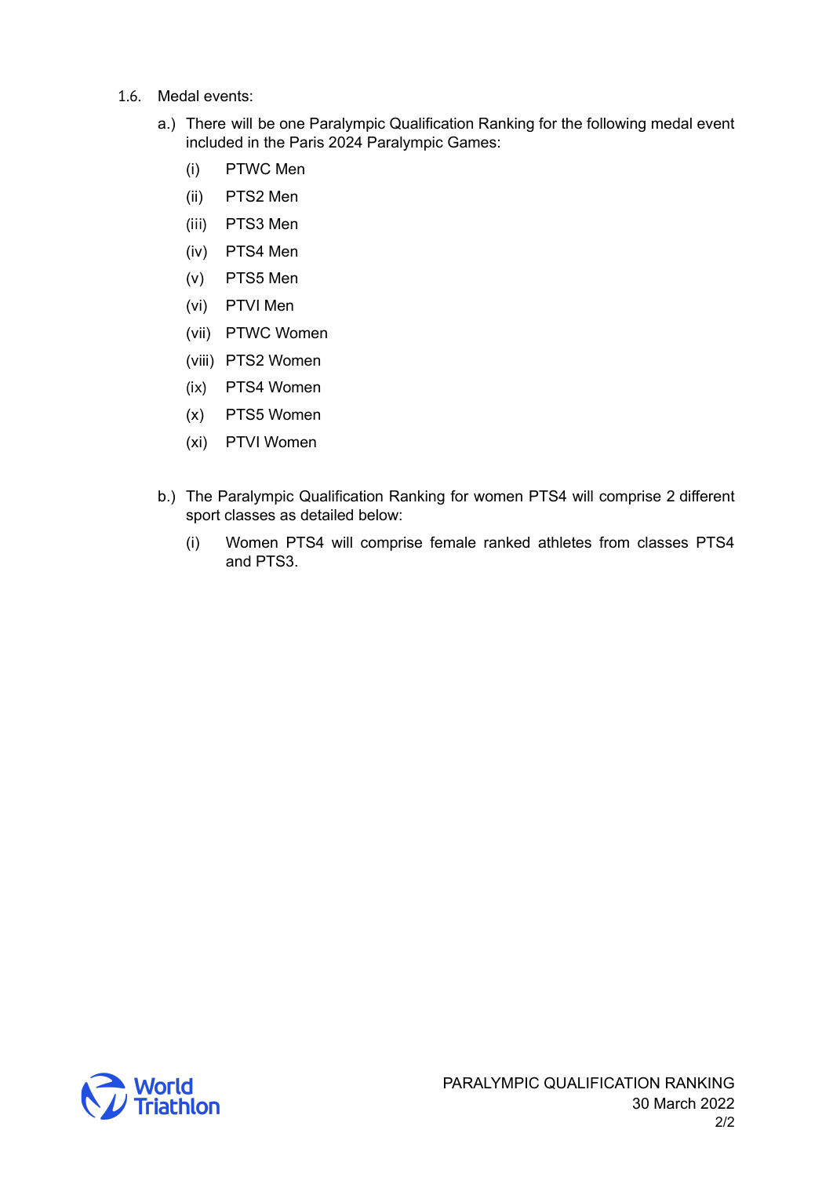1.6. Medal events:

a.) There will be one Paralympic Qualification Ranking for the following medal event included in the Paris 2024 Paralympic Games:

(i) PTWC Men

(ii) PTS2 Men

(iii) PTS3 Men

(iv) PTS4 Men

(v) PTS5 Men

(vi) PTVI Men

(vii) PTWC Women

(viii) PTS2 Women

(ix) PTS4 Women

(x) PTS5 Women

(xi) PTVI Women

b.) The Paralympic Qualification Ranking for women PTS4 will comprise 2 different sport classes as detailed below:

(i) Women PTS4 will comprise female ranked athletes from classes PTS4 and PTS3.